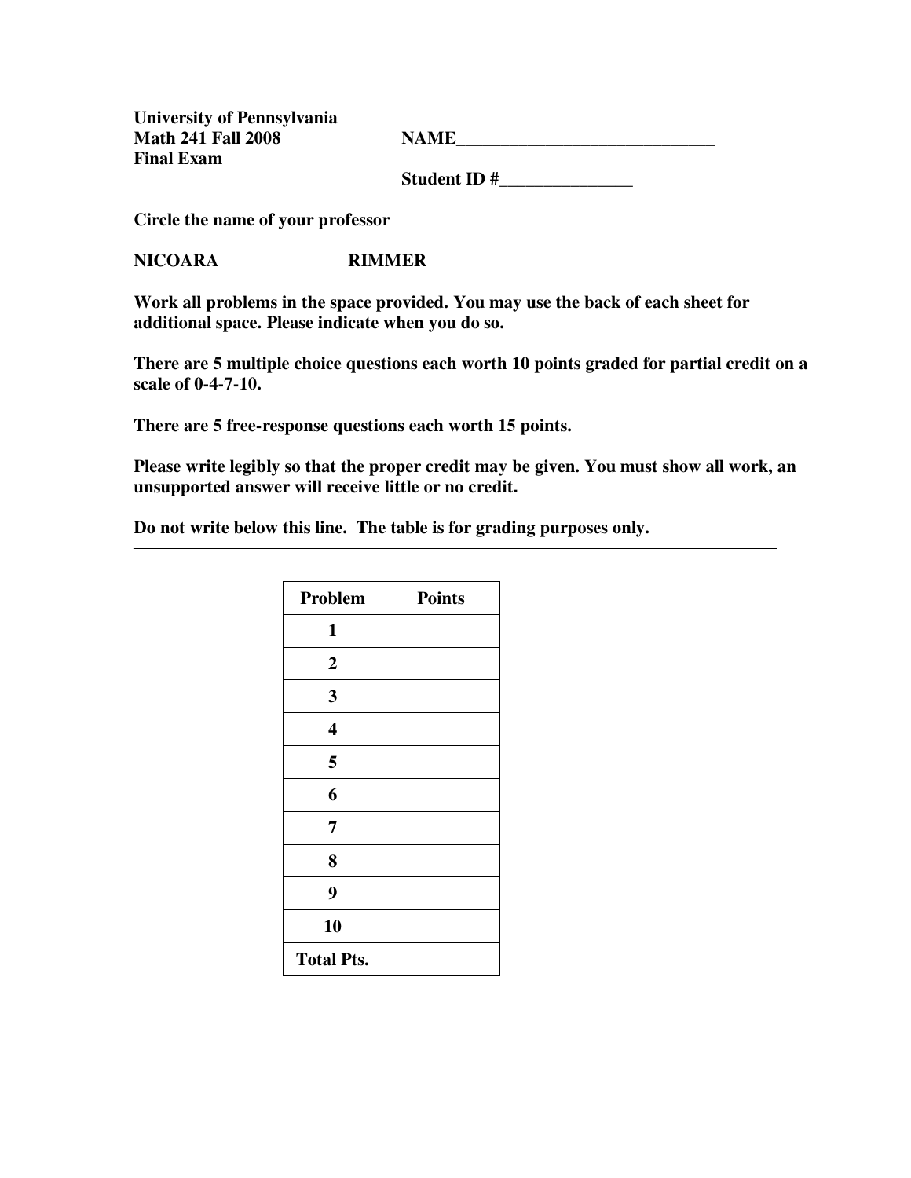**University of Pennsylvania**
**Math 241 Fall 2008**
**Final Exam**

**NAME______________________________**

**Student ID #_______________**

**Circle the name of your professor**

**NICOARA** **RIMMER**

**Work all problems in the space provided. You may use the back of each sheet for additional space. Please indicate when you do so.**

**There are 5 multiple choice questions each worth 10 points graded for partial credit on a scale of 0-4-7-10.**

**There are 5 free-response questions each worth 15 points.**

**Please write legibly so that the proper credit may be given. You must show all work, an unsupported answer will receive little or no credit.**

**Do not write below this line. The table is for grading purposes only.**

---

| Problem | Points |
|---|---|
| 1 | |
| 2 | |
| 3 | |
| 4 | |
| 5 | |
| 6 | |
| 7 | |
| 8 | |
| 9 | |
| 10 | |
| Total Pts. | |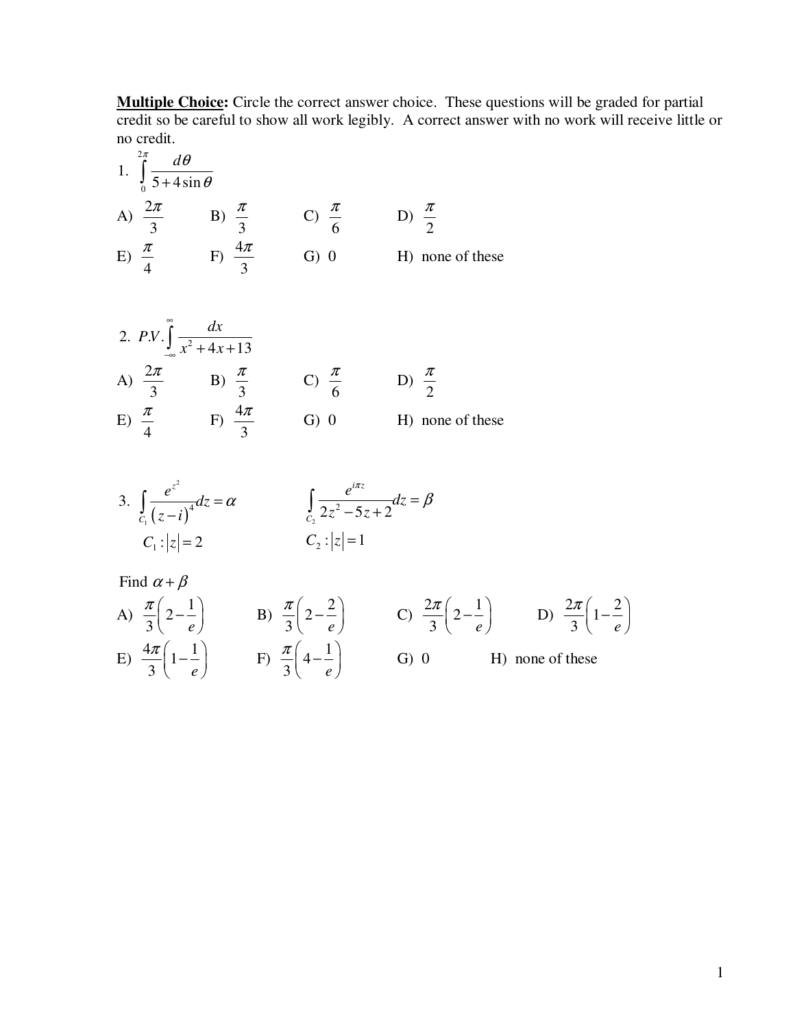**Multiple Choice:** Circle the correct answer choice. These questions will be graded for partial credit so be careful to show all work legibly. A correct answer with no work will receive little or no credit.

1. $\displaystyle\int_0^{2\pi} \frac{d\theta}{5+4\sin\theta}$

A) $\frac{2\pi}{3}$ B) $\frac{\pi}{3}$ C) $\frac{\pi}{6}$ D) $\frac{\pi}{2}$

E) $\frac{\pi}{4}$ F) $\frac{4\pi}{3}$ G) 0 H) none of these

2. $\displaystyle P.V.\int_{-\infty}^{\infty} \frac{dx}{x^2+4x+13}$

A) $\frac{2\pi}{3}$ B) $\frac{\pi}{3}$ C) $\frac{\pi}{6}$ D) $\frac{\pi}{2}$

E) $\frac{\pi}{4}$ F) $\frac{4\pi}{3}$ G) 0 H) none of these

3. $\displaystyle\int_{C_1} \frac{e^{z^2}}{(z-i)^4}dz = \alpha$ $\displaystyle\int_{C_2} \frac{e^{i\pi z}}{2z^2-5z+2}dz = \beta$

$C_1 : |z| = 2$ $C_2 : |z| = 1$

Find $\alpha + \beta$

A) $\frac{\pi}{3}\left(2-\frac{1}{e}\right)$ B) $\frac{\pi}{3}\left(2-\frac{2}{e}\right)$ C) $\frac{2\pi}{3}\left(2-\frac{1}{e}\right)$ D) $\frac{2\pi}{3}\left(1-\frac{2}{e}\right)$

E) $\frac{4\pi}{3}\left(1-\frac{1}{e}\right)$ F) $\frac{\pi}{3}\left(4-\frac{1}{e}\right)$ G) 0 H) none of these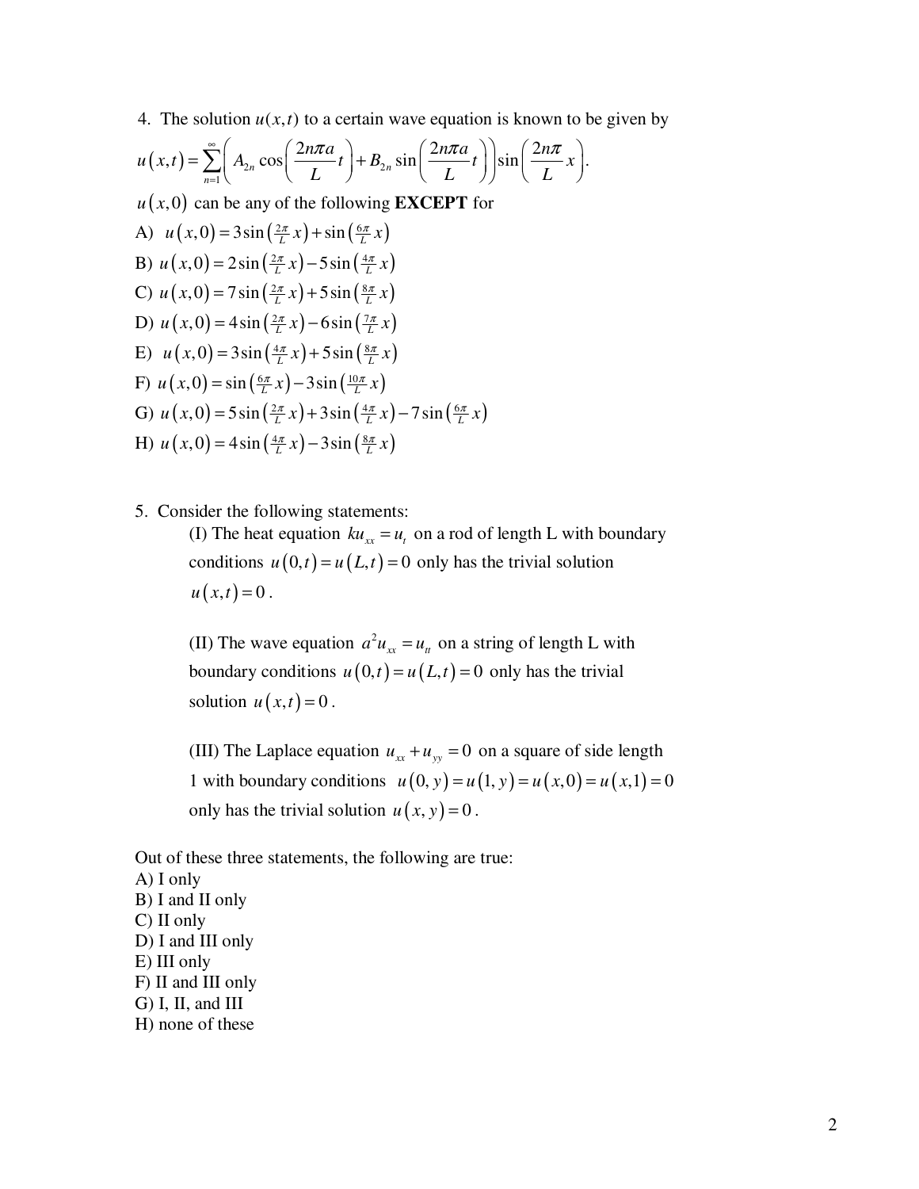4. The solution $u(x,t)$ to a certain wave equation is known to be given by

$$u(x,t) = \sum_{n=1}^{\infty} \left( A_{2n} \cos\left( \frac{2n\pi a}{L} t \right) + B_{2n} \sin\left( \frac{2n\pi a}{L} t \right) \right) \sin\left( \frac{2n\pi}{L} x \right).$$

$u(x,0)$ can be any of the following **EXCEPT** for

A) $u(x,0) = 3\sin\left(\frac{2\pi}{L}x\right) + \sin\left(\frac{6\pi}{L}x\right)$

B) $u(x,0) = 2\sin\left(\frac{2\pi}{L}x\right) - 5\sin\left(\frac{4\pi}{L}x\right)$

C) $u(x,0) = 7\sin\left(\frac{2\pi}{L}x\right) + 5\sin\left(\frac{8\pi}{L}x\right)$

D) $u(x,0) = 4\sin\left(\frac{2\pi}{L}x\right) - 6\sin\left(\frac{7\pi}{L}x\right)$

E) $u(x,0) = 3\sin\left(\frac{4\pi}{L}x\right) + 5\sin\left(\frac{8\pi}{L}x\right)$

F) $u(x,0) = \sin\left(\frac{6\pi}{L}x\right) - 3\sin\left(\frac{10\pi}{L}x\right)$

G) $u(x,0) = 5\sin\left(\frac{2\pi}{L}x\right) + 3\sin\left(\frac{4\pi}{L}x\right) - 7\sin\left(\frac{6\pi}{L}x\right)$

H) $u(x,0) = 4\sin\left(\frac{4\pi}{L}x\right) - 3\sin\left(\frac{8\pi}{L}x\right)$

5. Consider the following statements:

(I) The heat equation $ku_{xx} = u_t$ on a rod of length L with boundary conditions $u(0,t) = u(L,t) = 0$ only has the trivial solution $u(x,t) = 0$.

(II) The wave equation $a^2 u_{xx} = u_{tt}$ on a string of length L with boundary conditions $u(0,t) = u(L,t) = 0$ only has the trivial solution $u(x,t) = 0$.

(III) The Laplace equation $u_{xx} + u_{yy} = 0$ on a square of side length 1 with boundary conditions $u(0,y) = u(1,y) = u(x,0) = u(x,1) = 0$ only has the trivial solution $u(x,y) = 0$.

Out of these three statements, the following are true:

A) I only
B) I and II only
C) II only
D) I and III only
E) III only
F) II and III only
G) I, II, and III
H) none of these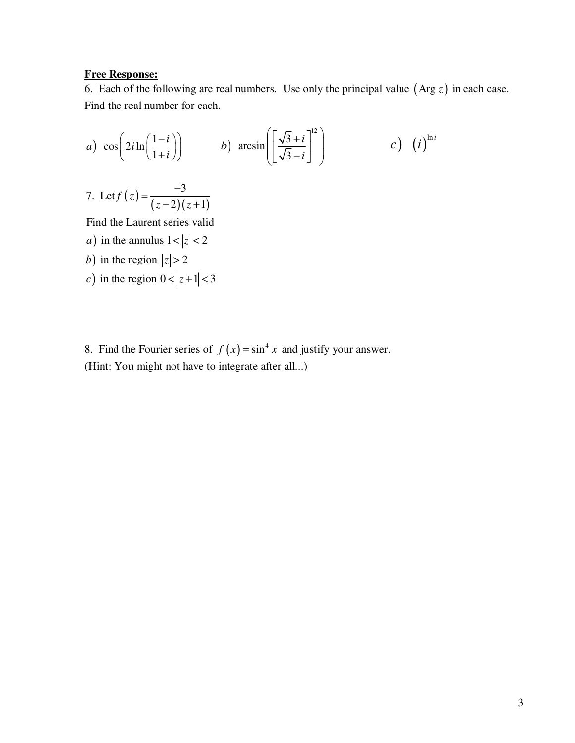**Free Response:**

6. Each of the following are real numbers. Use only the principal value $(\text{Arg } z)$ in each case. Find the real number for each.

$a)\ \cos\left(2i\ln\left(\dfrac{1-i}{1+i}\right)\right)$ $\qquad b)\ \arcsin\left(\left[\dfrac{\sqrt{3}+i}{\sqrt{3}-i}\right]^{12}\right)$ $\qquad c)\ (i)^{\ln i}$

7. Let $f(z) = \dfrac{-3}{(z-2)(z+1)}$

Find the Laurent series valid

$a)$ in the annulus $1 < |z| < 2$

$b)$ in the region $|z| > 2$

$c)$ in the region $0 < |z+1| < 3$

8. Find the Fourier series of $f(x) = \sin^4 x$ and justify your answer.

(Hint: You might not have to integrate after all...)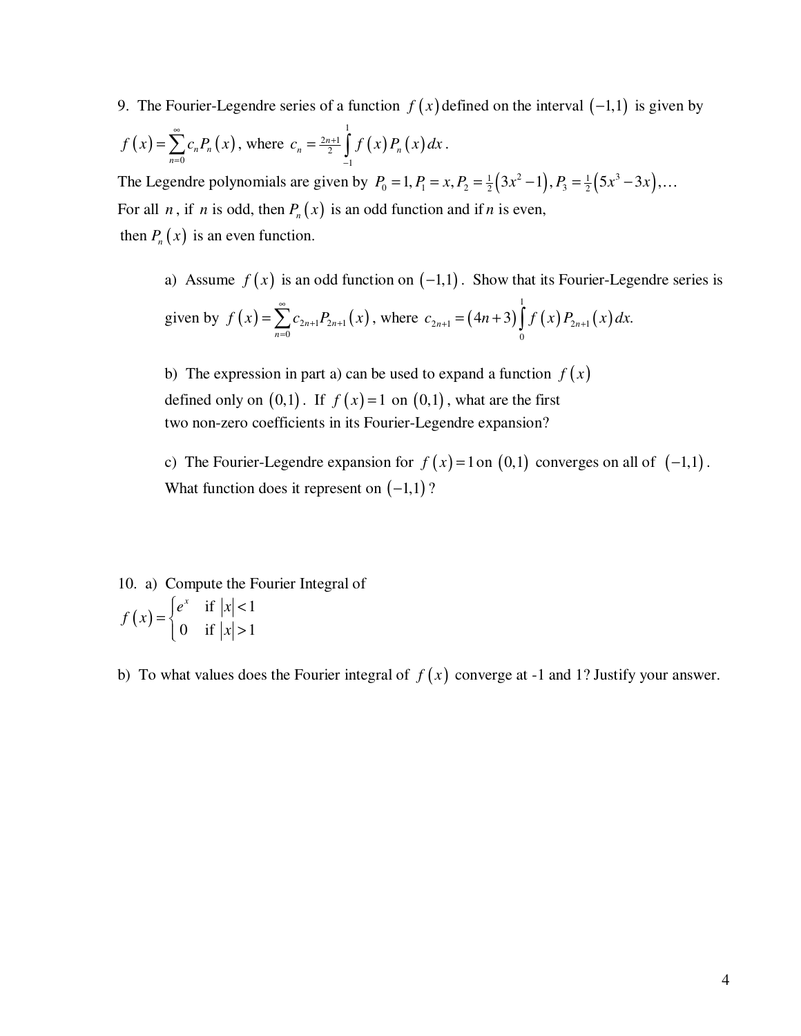9. The Fourier-Legendre series of a function $f(x)$ defined on the interval $(-1,1)$ is given by $f(x)=\sum_{n=0}^{\infty} c_n P_n(x)$, where $c_n = \frac{2n+1}{2}\int_{-1}^{1} f(x) P_n(x)\,dx$.

The Legendre polynomials are given by $P_0 = 1, P_1 = x, P_2 = \frac{1}{2}(3x^2-1), P_3 = \frac{1}{2}(5x^3-3x), \ldots$

For all $n$, if $n$ is odd, then $P_n(x)$ is an odd function and if $n$ is even, then $P_n(x)$ is an even function.

a) Assume $f(x)$ is an odd function on $(-1,1)$. Show that its Fourier-Legendre series is given by $f(x)=\sum_{n=0}^{\infty} c_{2n+1} P_{2n+1}(x)$, where $c_{2n+1} = (4n+3)\int_{0}^{1} f(x) P_{2n+1}(x)\,dx.$

b) The expression in part a) can be used to expand a function $f(x)$ defined only on $(0,1)$. If $f(x)=1$ on $(0,1)$, what are the first two non-zero coefficients in its Fourier-Legendre expansion?

c) The Fourier-Legendre expansion for $f(x)=1$ on $(0,1)$ converges on all of $(-1,1)$. What function does it represent on $(-1,1)$?

10. a) Compute the Fourier Integral of

$$f(x)=\begin{cases} e^{x} & \text{if } |x|<1 \\ 0 & \text{if } |x|>1 \end{cases}$$

b) To what values does the Fourier integral of $f(x)$ converge at -1 and 1? Justify your answer.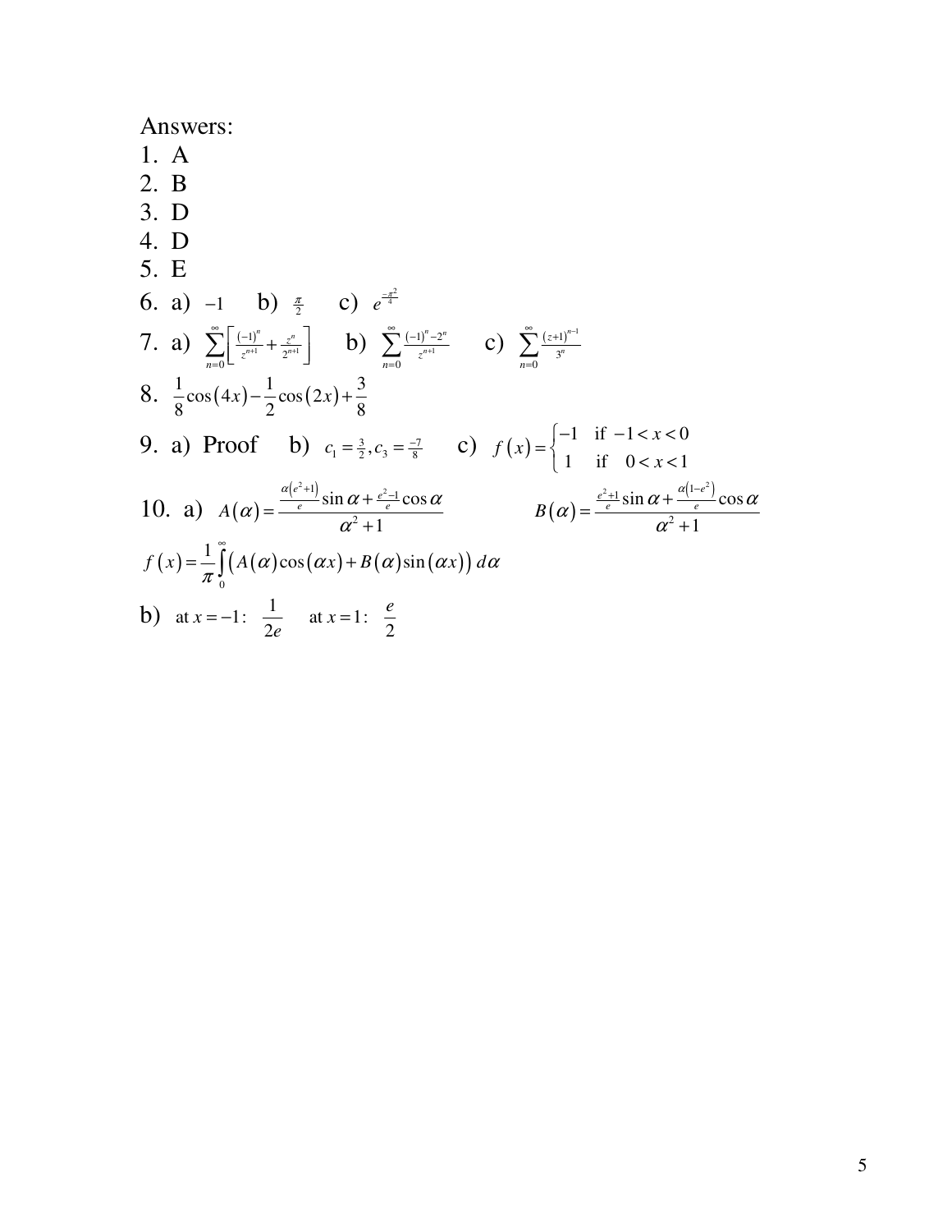Answers:

1. A
2. B
3. D
4. D
5. E
6. a) $-1$ b) $\frac{\pi}{2}$ c) $e^{\frac{-\pi^2}{4}}$
7. a) $\sum_{n=0}^{\infty}\left[\frac{(-1)^n}{z^{n+1}}+\frac{z^n}{2^{n+1}}\right]$ b) $\sum_{n=0}^{\infty}\frac{(-1)^n-2^n}{z^{n+1}}$ c) $\sum_{n=0}^{\infty}\frac{(z+1)^{n-1}}{3^n}$
8. $\frac{1}{8}\cos(4x)-\frac{1}{2}\cos(2x)+\frac{3}{8}$
9. a) Proof b) $c_1=\frac{3}{2}, c_3=\frac{-7}{8}$ c) $f(x)=\begin{cases}-1 & \text{if } -1<x<0\\ 1 & \text{if } 0<x<1\end{cases}$
10. a) $A(\alpha)=\dfrac{\frac{\alpha(e^2+1)}{e}\sin\alpha+\frac{e^2-1}{e}\cos\alpha}{\alpha^2+1}$ $B(\alpha)=\dfrac{\frac{e^2+1}{e}\sin\alpha+\frac{\alpha(1-e^2)}{e}\cos\alpha}{\alpha^2+1}$

$$f(x)=\frac{1}{\pi}\int_0^{\infty}\left(A(\alpha)\cos(\alpha x)+B(\alpha)\sin(\alpha x)\right)d\alpha$$

b) at $x=-1$: $\frac{1}{2e}$ at $x=1$: $\frac{e}{2}$